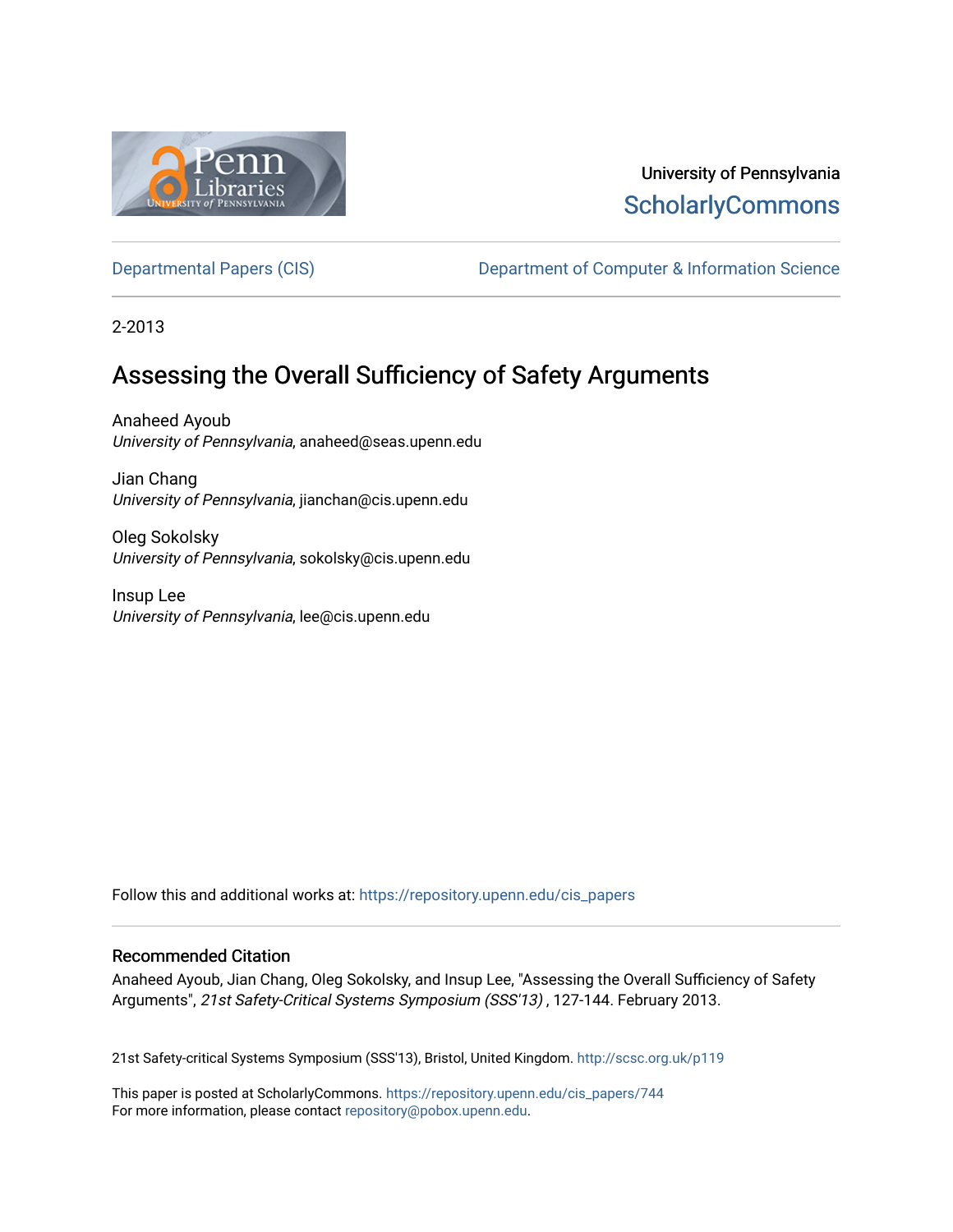University of Pennsylvania
ScholarlyCommons

Departmental Papers (CIS) | Department of Computer & Information Science

2-2013

# Assessing the Overall Sufficiency of Safety Arguments

Anaheed Ayoub
*University of Pennsylvania*, anaheed@seas.upenn.edu

Jian Chang
*University of Pennsylvania*, jianchan@cis.upenn.edu

Oleg Sokolsky
*University of Pennsylvania*, sokolsky@cis.upenn.edu

Insup Lee
*University of Pennsylvania*, lee@cis.upenn.edu

Follow this and additional works at: https://repository.upenn.edu/cis_papers

## Recommended Citation

Anaheed Ayoub, Jian Chang, Oleg Sokolsky, and Insup Lee, "Assessing the Overall Sufficiency of Safety Arguments", *21st Safety-Critical Systems Symposium (SSS'13)* , 127-144. February 2013.

21st Safety-critical Systems Symposium (SSS'13), Bristol, United Kingdom. http://scsc.org.uk/p119

This paper is posted at ScholarlyCommons. https://repository.upenn.edu/cis_papers/744
For more information, please contact repository@pobox.upenn.edu.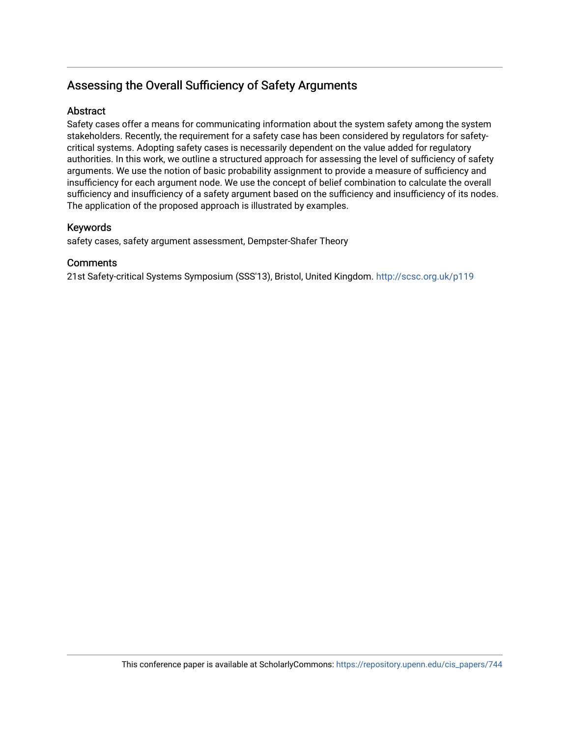# Assessing the Overall Sufficiency of Safety Arguments

## Abstract

Safety cases offer a means for communicating information about the system safety among the system stakeholders. Recently, the requirement for a safety case has been considered by regulators for safety-critical systems. Adopting safety cases is necessarily dependent on the value added for regulatory authorities. In this work, we outline a structured approach for assessing the level of sufficiency of safety arguments. We use the notion of basic probability assignment to provide a measure of sufficiency and insufficiency for each argument node. We use the concept of belief combination to calculate the overall sufficiency and insufficiency of a safety argument based on the sufficiency and insufficiency of its nodes. The application of the proposed approach is illustrated by examples.

## Keywords

safety cases, safety argument assessment, Dempster-Shafer Theory

## Comments

21st Safety-critical Systems Symposium (SSS'13), Bristol, United Kingdom. http://scsc.org.uk/p119

This conference paper is available at ScholarlyCommons: https://repository.upenn.edu/cis_papers/744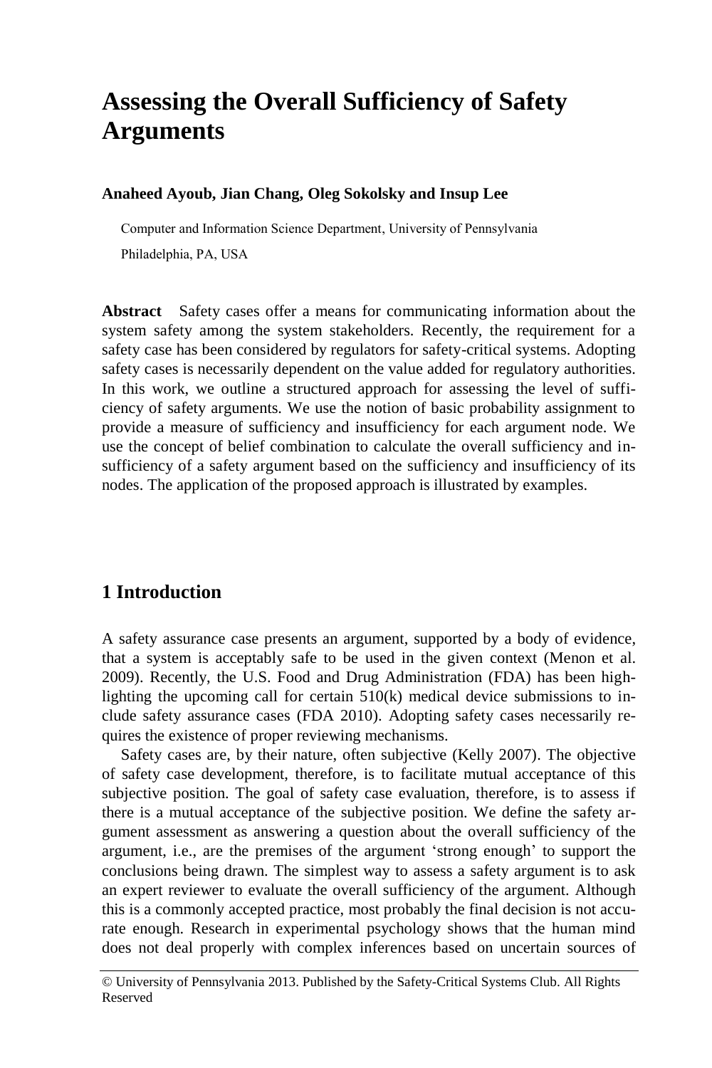# Assessing the Overall Sufficiency of Safety Arguments

**Anaheed Ayoub, Jian Chang, Oleg Sokolsky and Insup Lee**

Computer and Information Science Department, University of Pennsylvania

Philadelphia, PA, USA

**Abstract** Safety cases offer a means for communicating information about the system safety among the system stakeholders. Recently, the requirement for a safety case has been considered by regulators for safety-critical systems. Adopting safety cases is necessarily dependent on the value added for regulatory authorities. In this work, we outline a structured approach for assessing the level of sufficiency of safety arguments. We use the notion of basic probability assignment to provide a measure of sufficiency and insufficiency for each argument node. We use the concept of belief combination to calculate the overall sufficiency and insufficiency of a safety argument based on the sufficiency and insufficiency of its nodes. The application of the proposed approach is illustrated by examples.

## 1 Introduction

A safety assurance case presents an argument, supported by a body of evidence, that a system is acceptably safe to be used in the given context (Menon et al. 2009). Recently, the U.S. Food and Drug Administration (FDA) has been highlighting the upcoming call for certain 510(k) medical device submissions to include safety assurance cases (FDA 2010). Adopting safety cases necessarily requires the existence of proper reviewing mechanisms.

Safety cases are, by their nature, often subjective (Kelly 2007). The objective of safety case development, therefore, is to facilitate mutual acceptance of this subjective position. The goal of safety case evaluation, therefore, is to assess if there is a mutual acceptance of the subjective position. We define the safety argument assessment as answering a question about the overall sufficiency of the argument, i.e., are the premises of the argument 'strong enough' to support the conclusions being drawn. The simplest way to assess a safety argument is to ask an expert reviewer to evaluate the overall sufficiency of the argument. Although this is a commonly accepted practice, most probably the final decision is not accurate enough. Research in experimental psychology shows that the human mind does not deal properly with complex inferences based on uncertain sources of

© University of Pennsylvania 2013. Published by the Safety-Critical Systems Club. All Rights Reserved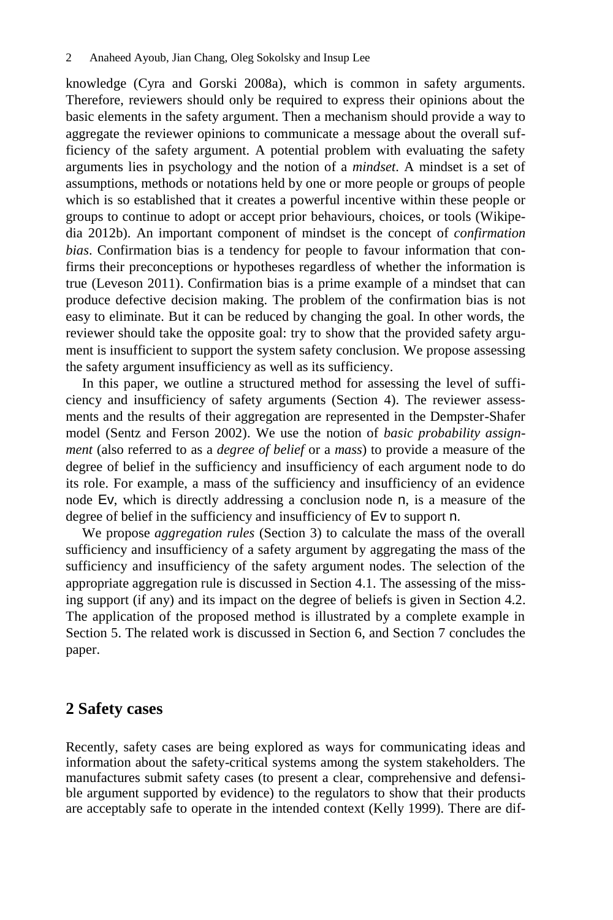knowledge (Cyra and Gorski 2008a), which is common in safety arguments. Therefore, reviewers should only be required to express their opinions about the basic elements in the safety argument. Then a mechanism should provide a way to aggregate the reviewer opinions to communicate a message about the overall sufficiency of the safety argument. A potential problem with evaluating the safety arguments lies in psychology and the notion of a *mindset*. A mindset is a set of assumptions, methods or notations held by one or more people or groups of people which is so established that it creates a powerful incentive within these people or groups to continue to adopt or accept prior behaviours, choices, or tools (Wikipedia 2012b). An important component of mindset is the concept of *confirmation bias*. Confirmation bias is a tendency for people to favour information that confirms their preconceptions or hypotheses regardless of whether the information is true (Leveson 2011). Confirmation bias is a prime example of a mindset that can produce defective decision making. The problem of the confirmation bias is not easy to eliminate. But it can be reduced by changing the goal. In other words, the reviewer should take the opposite goal: try to show that the provided safety argument is insufficient to support the system safety conclusion. We propose assessing the safety argument insufficiency as well as its sufficiency.

In this paper, we outline a structured method for assessing the level of sufficiency and insufficiency of safety arguments (Section 4). The reviewer assessments and the results of their aggregation are represented in the Dempster-Shafer model (Sentz and Ferson 2002). We use the notion of *basic probability assignment* (also referred to as a *degree of belief* or a *mass*) to provide a measure of the degree of belief in the sufficiency and insufficiency of each argument node to do its role. For example, a mass of the sufficiency and insufficiency of an evidence node Ev, which is directly addressing a conclusion node n, is a measure of the degree of belief in the sufficiency and insufficiency of Ev to support n.

We propose *aggregation rules* (Section 3) to calculate the mass of the overall sufficiency and insufficiency of a safety argument by aggregating the mass of the sufficiency and insufficiency of the safety argument nodes. The selection of the appropriate aggregation rule is discussed in Section 4.1. The assessing of the missing support (if any) and its impact on the degree of beliefs is given in Section 4.2. The application of the proposed method is illustrated by a complete example in Section 5. The related work is discussed in Section 6, and Section 7 concludes the paper.

## 2 Safety cases

Recently, safety cases are being explored as ways for communicating ideas and information about the safety-critical systems among the system stakeholders. The manufactures submit safety cases (to present a clear, comprehensive and defensible argument supported by evidence) to the regulators to show that their products are acceptably safe to operate in the intended context (Kelly 1999). There are dif-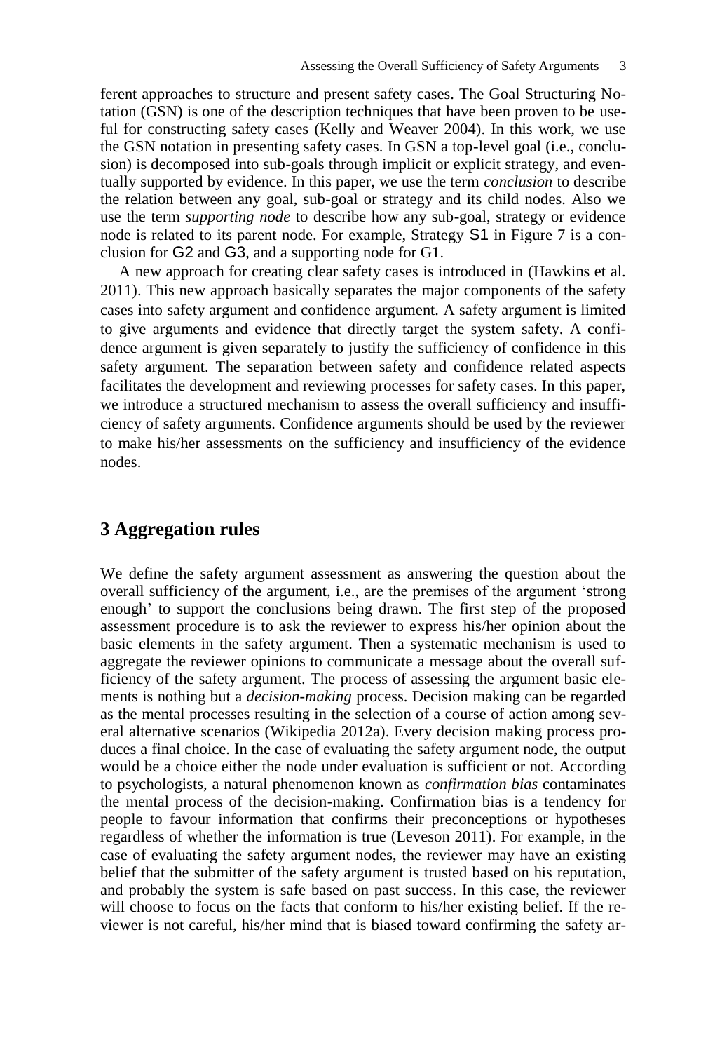ferent approaches to structure and present safety cases. The Goal Structuring Notation (GSN) is one of the description techniques that have been proven to be useful for constructing safety cases (Kelly and Weaver 2004). In this work, we use the GSN notation in presenting safety cases. In GSN a top-level goal (i.e., conclusion) is decomposed into sub-goals through implicit or explicit strategy, and eventually supported by evidence. In this paper, we use the term *conclusion* to describe the relation between any goal, sub-goal or strategy and its child nodes. Also we use the term *supporting node* to describe how any sub-goal, strategy or evidence node is related to its parent node. For example, Strategy S1 in Figure 7 is a conclusion for G2 and G3, and a supporting node for G1.

A new approach for creating clear safety cases is introduced in (Hawkins et al. 2011). This new approach basically separates the major components of the safety cases into safety argument and confidence argument. A safety argument is limited to give arguments and evidence that directly target the system safety. A confidence argument is given separately to justify the sufficiency of confidence in this safety argument. The separation between safety and confidence related aspects facilitates the development and reviewing processes for safety cases. In this paper, we introduce a structured mechanism to assess the overall sufficiency and insufficiency of safety arguments. Confidence arguments should be used by the reviewer to make his/her assessments on the sufficiency and insufficiency of the evidence nodes.

## 3 Aggregation rules

We define the safety argument assessment as answering the question about the overall sufficiency of the argument, i.e., are the premises of the argument 'strong enough' to support the conclusions being drawn. The first step of the proposed assessment procedure is to ask the reviewer to express his/her opinion about the basic elements in the safety argument. Then a systematic mechanism is used to aggregate the reviewer opinions to communicate a message about the overall sufficiency of the safety argument. The process of assessing the argument basic elements is nothing but a *decision-making* process. Decision making can be regarded as the mental processes resulting in the selection of a course of action among several alternative scenarios (Wikipedia 2012a). Every decision making process produces a final choice. In the case of evaluating the safety argument node, the output would be a choice either the node under evaluation is sufficient or not. According to psychologists, a natural phenomenon known as *confirmation bias* contaminates the mental process of the decision-making. Confirmation bias is a tendency for people to favour information that confirms their preconceptions or hypotheses regardless of whether the information is true (Leveson 2011). For example, in the case of evaluating the safety argument nodes, the reviewer may have an existing belief that the submitter of the safety argument is trusted based on his reputation, and probably the system is safe based on past success. In this case, the reviewer will choose to focus on the facts that conform to his/her existing belief. If the reviewer is not careful, his/her mind that is biased toward confirming the safety ar-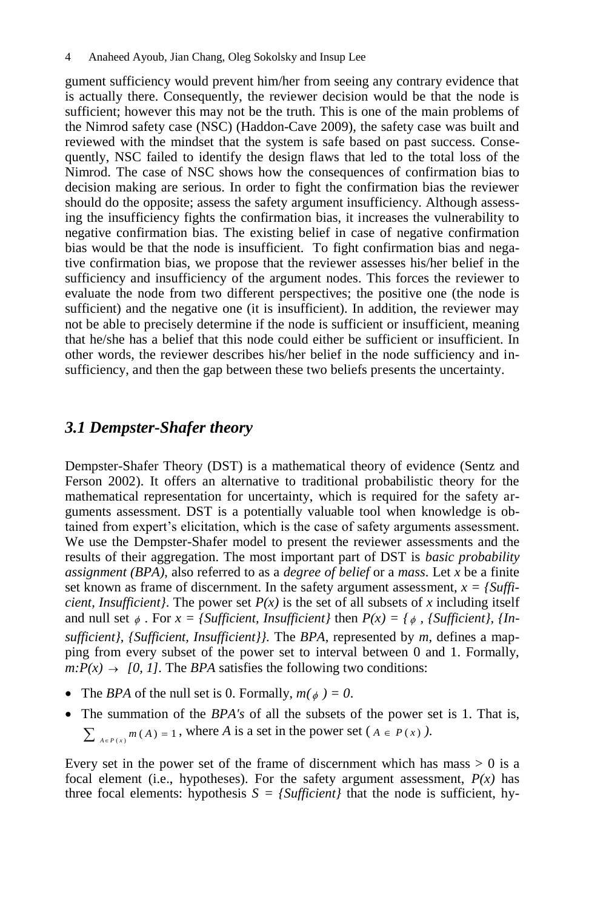gument sufficiency would prevent him/her from seeing any contrary evidence that is actually there. Consequently, the reviewer decision would be that the node is sufficient; however this may not be the truth. This is one of the main problems of the Nimrod safety case (NSC) (Haddon-Cave 2009), the safety case was built and reviewed with the mindset that the system is safe based on past success. Consequently, NSC failed to identify the design flaws that led to the total loss of the Nimrod. The case of NSC shows how the consequences of confirmation bias to decision making are serious. In order to fight the confirmation bias the reviewer should do the opposite; assess the safety argument insufficiency. Although assessing the insufficiency fights the confirmation bias, it increases the vulnerability to negative confirmation bias. The existing belief in case of negative confirmation bias would be that the node is insufficient. To fight confirmation bias and negative confirmation bias, we propose that the reviewer assesses his/her belief in the sufficiency and insufficiency of the argument nodes. This forces the reviewer to evaluate the node from two different perspectives; the positive one (the node is sufficient) and the negative one (it is insufficient). In addition, the reviewer may not be able to precisely determine if the node is sufficient or insufficient, meaning that he/she has a belief that this node could either be sufficient or insufficient. In other words, the reviewer describes his/her belief in the node sufficiency and insufficiency, and then the gap between these two beliefs presents the uncertainty.

### *3.1 Dempster-Shafer theory*

Dempster-Shafer Theory (DST) is a mathematical theory of evidence (Sentz and Ferson 2002). It offers an alternative to traditional probabilistic theory for the mathematical representation for uncertainty, which is required for the safety arguments assessment. DST is a potentially valuable tool when knowledge is obtained from expert's elicitation, which is the case of safety arguments assessment. We use the Dempster-Shafer model to present the reviewer assessments and the results of their aggregation. The most important part of DST is *basic probability assignment (BPA)*, also referred to as a *degree of belief* or a *mass*. Let $x$ be a finite set known as frame of discernment. In the safety argument assessment, $x = \{Sufficient, Insufficient\}$. The power set $P(x)$ is the set of all subsets of $x$ including itself and null set $\phi$. For $x = \{Sufficient, Insufficient\}$ then $P(x) = \{\phi, \{Sufficient\}, \{Insufficient\}, \{Sufficient, Insufficient\}\}$. The *BPA*, represented by $m$, defines a mapping from every subset of the power set to interval between 0 and 1. Formally, $m: P(x) \rightarrow [0, 1]$. The *BPA* satisfies the following two conditions:

- The *BPA* of the null set is 0. Formally, $m(\phi) = 0$.
- The summation of the *BPA's* of all the subsets of the power set is 1. That is, $\sum_{A \in P(x)} m(A) = 1$, where $A$ is a set in the power set ($A \in P(x)$).

Every set in the power set of the frame of discernment which has mass > 0 is a focal element (i.e., hypotheses). For the safety argument assessment, $P(x)$ has three focal elements: hypothesis $S = \{Sufficient\}$ that the node is sufficient, hy-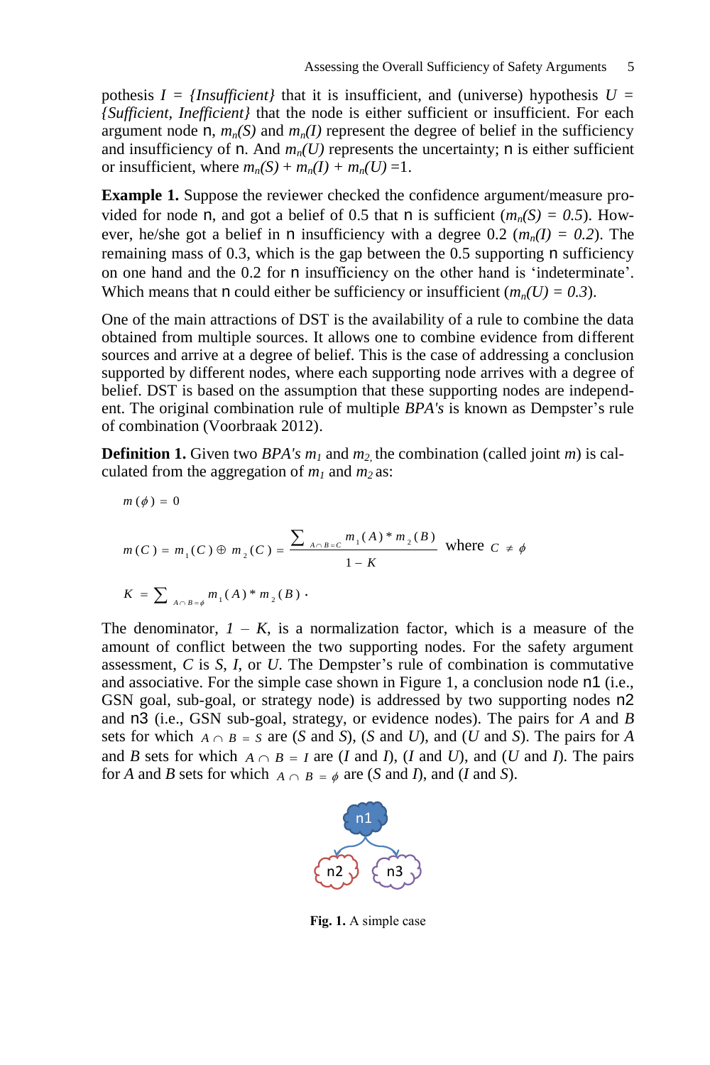pothesis $I = \{Insufficient\}$ that it is insufficient, and (universe) hypothesis $U = \{Sufficient, Inefficient\}$ that the node is either sufficient or insufficient. For each argument node n, $m_n(S)$ and $m_n(I)$ represent the degree of belief in the sufficiency and insufficiency of n. And $m_n(U)$ represents the uncertainty; n is either sufficient or insufficient, where $m_n(S) + m_n(I) + m_n(U) = 1$.

**Example 1.** Suppose the reviewer checked the confidence argument/measure provided for node n, and got a belief of 0.5 that n is sufficient ($m_n(S) = 0.5$). However, he/she got a belief in n insufficiency with a degree 0.2 ($m_n(I) = 0.2$). The remaining mass of 0.3, which is the gap between the 0.5 supporting n sufficiency on one hand and the 0.2 for n insufficiency on the other hand is 'indeterminate'. Which means that n could either be sufficiency or insufficient ($m_n(U) = 0.3$).

One of the main attractions of DST is the availability of a rule to combine the data obtained from multiple sources. It allows one to combine evidence from different sources and arrive at a degree of belief. This is the case of addressing a conclusion supported by different nodes, where each supporting node arrives with a degree of belief. DST is based on the assumption that these supporting nodes are independent. The original combination rule of multiple *BPA's* is known as Dempster's rule of combination (Voorbraak 2012).

**Definition 1.** Given two *BPA's* $m_1$ and $m_2$, the combination (called joint $m$) is calculated from the aggregation of $m_1$ and $m_2$ as:

$$m(\phi) = 0$$

$$m(C) = m_1(C) \oplus m_2(C) = \frac{\sum_{A \cap B = C} m_1(A) * m_2(B)}{1 - K} \text{ where } C \neq \phi$$

$$K = \sum_{A \cap B = \phi} m_1(A) * m_2(B) \cdot$$

The denominator, $1 - K$, is a normalization factor, which is a measure of the amount of conflict between the two supporting nodes. For the safety argument assessment, $C$ is $S$, $I$, or $U$. The Dempster's rule of combination is commutative and associative. For the simple case shown in Figure 1, a conclusion node n1 (i.e., GSN goal, sub-goal, or strategy node) is addressed by two supporting nodes n2 and n3 (i.e., GSN sub-goal, strategy, or evidence nodes). The pairs for $A$ and $B$ sets for which $A \cap B = S$ are ($S$ and $S$), ($S$ and $U$), and ($U$ and $S$). The pairs for $A$ and $B$ sets for which $A \cap B = I$ are ($I$ and $I$), ($I$ and $U$), and ($U$ and $I$). The pairs for $A$ and $B$ sets for which $A \cap B = \phi$ are ($S$ and $I$), and ($I$ and $S$).

**Fig. 1.** A simple case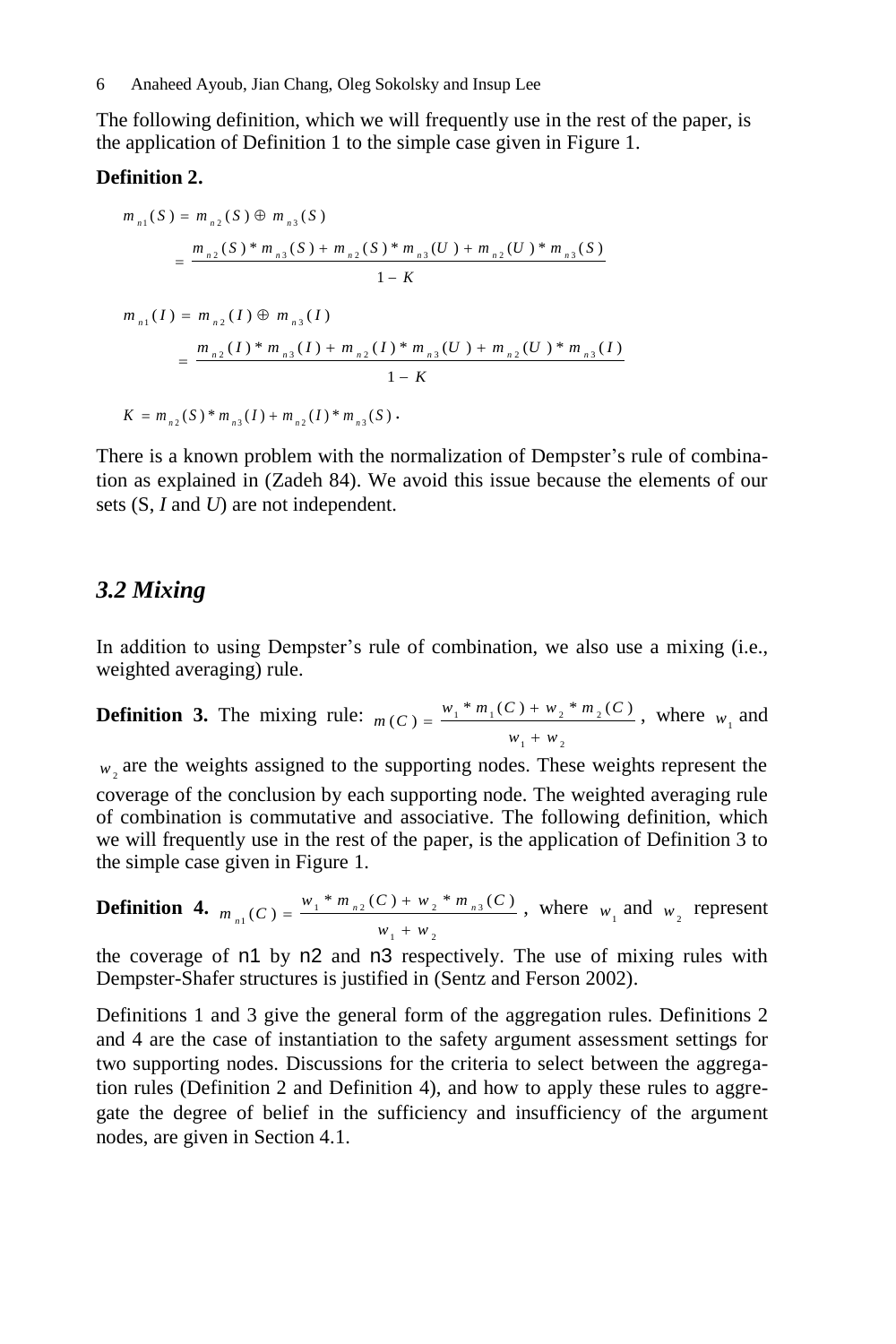The following definition, which we will frequently use in the rest of the paper, is the application of Definition 1 to the simple case given in Figure 1.

**Definition 2.**

$$m_{n1}(S) = m_{n2}(S) \oplus m_{n3}(S)$$

$$= \frac{m_{n2}(S) * m_{n3}(S) + m_{n2}(S) * m_{n3}(U) + m_{n2}(U) * m_{n3}(S)}{1 - K}$$

$$m_{n1}(I) = m_{n2}(I) \oplus m_{n3}(I)$$

$$= \frac{m_{n2}(I) * m_{n3}(I) + m_{n2}(I) * m_{n3}(U) + m_{n2}(U) * m_{n3}(I)}{1 - K}$$

$$K = m_{n2}(S) * m_{n3}(I) + m_{n2}(I) * m_{n3}(S).$$

There is a known problem with the normalization of Dempster's rule of combination as explained in (Zadeh 84). We avoid this issue because the elements of our sets (S, *I* and *U*) are not independent.

## *3.2 Mixing*

In addition to using Dempster's rule of combination, we also use a mixing (i.e., weighted averaging) rule.

**Definition 3.** The mixing rule: $m(C) = \frac{w_1 * m_1(C) + w_2 * m_2(C)}{w_1 + w_2}$, where $w_1$ and $w_2$ are the weights assigned to the supporting nodes. These weights represent the coverage of the conclusion by each supporting node. The weighted averaging rule of combination is commutative and associative. The following definition, which we will frequently use in the rest of the paper, is the application of Definition 3 to the simple case given in Figure 1.

**Definition 4.** $m_{n1}(C) = \frac{w_1 * m_{n2}(C) + w_2 * m_{n3}(C)}{w_1 + w_2}$, where $w_1$ and $w_2$ represent the coverage of n1 by n2 and n3 respectively. The use of mixing rules with Dempster-Shafer structures is justified in (Sentz and Ferson 2002).

Definitions 1 and 3 give the general form of the aggregation rules. Definitions 2 and 4 are the case of instantiation to the safety argument assessment settings for two supporting nodes. Discussions for the criteria to select between the aggregation rules (Definition 2 and Definition 4), and how to apply these rules to aggregate the degree of belief in the sufficiency and insufficiency of the argument nodes, are given in Section 4.1.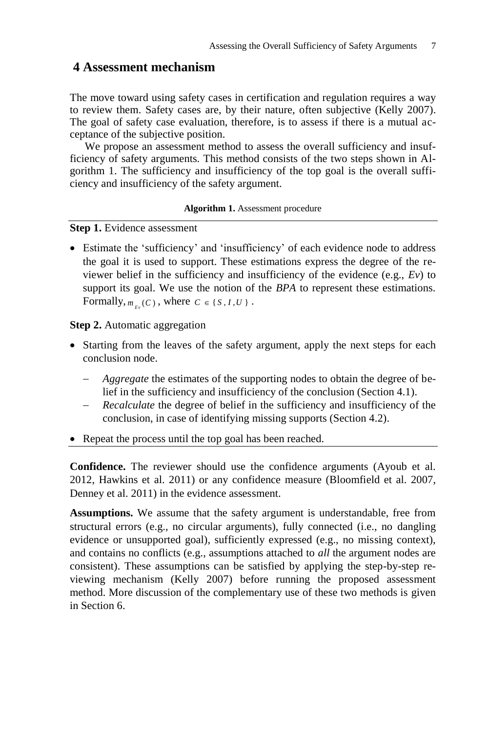## 4 Assessment mechanism

The move toward using safety cases in certification and regulation requires a way to review them. Safety cases are, by their nature, often subjective (Kelly 2007). The goal of safety case evaluation, therefore, is to assess if there is a mutual acceptance of the subjective position.

We propose an assessment method to assess the overall sufficiency and insufficiency of safety arguments. This method consists of the two steps shown in Algorithm 1. The sufficiency and insufficiency of the top goal is the overall sufficiency and insufficiency of the safety argument.

**Algorithm 1.** Assessment procedure

**Step 1.** Evidence assessment

- Estimate the 'sufficiency' and 'insufficiency' of each evidence node to address the goal it is used to support. These estimations express the degree of the reviewer belief in the sufficiency and insufficiency of the evidence (e.g., *Ev*) to support its goal. We use the notion of the *BPA* to represent these estimations. Formally, $m_{Ev}(C)$, where $C \in \{S, I, U\}$.

**Step 2.** Automatic aggregation

- Starting from the leaves of the safety argument, apply the next steps for each conclusion node.
  - *Aggregate* the estimates of the supporting nodes to obtain the degree of belief in the sufficiency and insufficiency of the conclusion (Section 4.1).
  - *Recalculate* the degree of belief in the sufficiency and insufficiency of the conclusion, in case of identifying missing supports (Section 4.2).
- Repeat the process until the top goal has been reached.

**Confidence.** The reviewer should use the confidence arguments (Ayoub et al. 2012, Hawkins et al. 2011) or any confidence measure (Bloomfield et al. 2007, Denney et al. 2011) in the evidence assessment.

**Assumptions.** We assume that the safety argument is understandable, free from structural errors (e.g., no circular arguments), fully connected (i.e., no dangling evidence or unsupported goal), sufficiently expressed (e.g., no missing context), and contains no conflicts (e.g., assumptions attached to *all* the argument nodes are consistent). These assumptions can be satisfied by applying the step-by-step reviewing mechanism (Kelly 2007) before running the proposed assessment method. More discussion of the complementary use of these two methods is given in Section 6.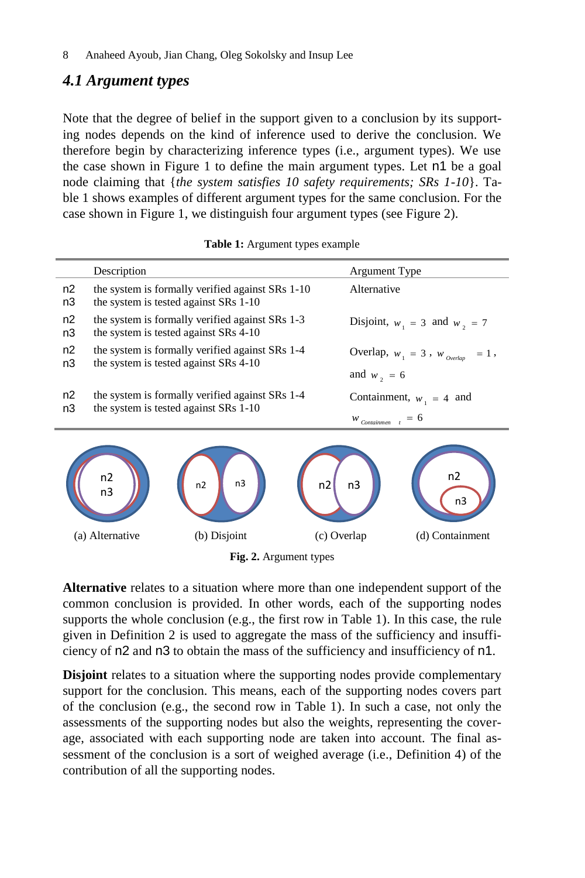### 4.1 Argument types

Note that the degree of belief in the support given to a conclusion by its supporting nodes depends on the kind of inference used to derive the conclusion. We therefore begin by characterizing inference types (i.e., argument types). We use the case shown in Figure 1 to define the main argument types. Let n1 be a goal node claiming that {*the system satisfies 10 safety requirements; SRs 1-10*}. Table 1 shows examples of different argument types for the same conclusion. For the case shown in Figure 1, we distinguish four argument types (see Figure 2).

**Table 1:** Argument types example

| | Description | Argument Type |
|---|---|---|
| n2<br>n3 | the system is formally verified against SRs 1-10<br>the system is tested against SRs 1-10 | Alternative |
| n2<br>n3 | the system is formally verified against SRs 1-3<br>the system is tested against SRs 4-10 | Disjoint, $w_1 = 3$ and $w_2 = 7$ |
| n2<br>n3 | the system is formally verified against SRs 1-4<br>the system is tested against SRs 4-10 | Overlap, $w_1 = 3$, $w_{Overlap} = 1$, and $w_2 = 6$ |
| n2<br>n3 | the system is formally verified against SRs 1-4<br>the system is tested against SRs 1-10 | Containment, $w_1 = 4$ and $w_{Containment} = 6$ |

(a) Alternative (b) Disjoint (c) Overlap (d) Containment

**Fig. 2.** Argument types

**Alternative** relates to a situation where more than one independent support of the common conclusion is provided. In other words, each of the supporting nodes supports the whole conclusion (e.g., the first row in Table 1). In this case, the rule given in Definition 2 is used to aggregate the mass of the sufficiency and insufficiency of n2 and n3 to obtain the mass of the sufficiency and insufficiency of n1.

**Disjoint** relates to a situation where the supporting nodes provide complementary support for the conclusion. This means, each of the supporting nodes covers part of the conclusion (e.g., the second row in Table 1). In such a case, not only the assessments of the supporting nodes but also the weights, representing the coverage, associated with each supporting node are taken into account. The final assessment of the conclusion is a sort of weighed average (i.e., Definition 4) of the contribution of all the supporting nodes.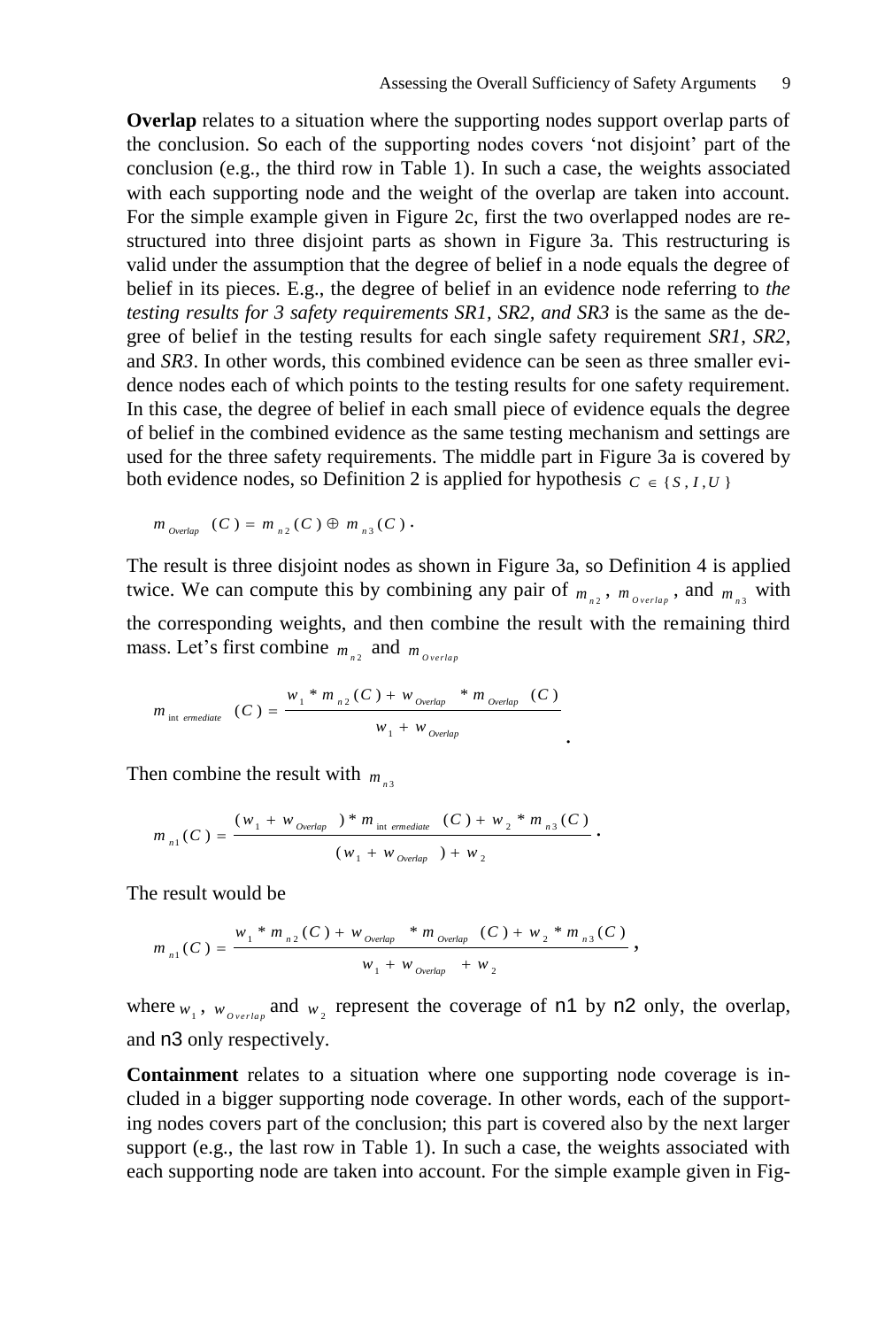**Overlap** relates to a situation where the supporting nodes support overlap parts of the conclusion. So each of the supporting nodes covers 'not disjoint' part of the conclusion (e.g., the third row in Table 1). In such a case, the weights associated with each supporting node and the weight of the overlap are taken into account. For the simple example given in Figure 2c, first the two overlapped nodes are restructured into three disjoint parts as shown in Figure 3a. This restructuring is valid under the assumption that the degree of belief in a node equals the degree of belief in its pieces. E.g., the degree of belief in an evidence node referring to *the testing results for 3 safety requirements SR1, SR2, and SR3* is the same as the degree of belief in the testing results for each single safety requirement *SR1*, *SR2*, and *SR3*. In other words, this combined evidence can be seen as three smaller evidence nodes each of which points to the testing results for one safety requirement. In this case, the degree of belief in each small piece of evidence equals the degree of belief in the combined evidence as the same testing mechanism and settings are used for the three safety requirements. The middle part in Figure 3a is covered by both evidence nodes, so Definition 2 is applied for hypothesis $C \in \{S, I, U\}$

$$m_{Overlap}(C) = m_{n2}(C) \oplus m_{n3}(C).$$

The result is three disjoint nodes as shown in Figure 3a, so Definition 4 is applied twice. We can compute this by combining any pair of $m_{n2}$, $m_{Overlap}$, and $m_{n3}$ with the corresponding weights, and then combine the result with the remaining third mass. Let's first combine $m_{n2}$ and $m_{Overlap}$

$$m_{intermediate}(C) = \frac{w_1 * m_{n2}(C) + w_{Overlap} * m_{Overlap}(C)}{w_1 + w_{Overlap}}.$$

Then combine the result with $m_{n3}$

$$m_{n1}(C) = \frac{(w_1 + w_{Overlap}) * m_{intermediate}(C) + w_2 * m_{n3}(C)}{(w_1 + w_{Overlap}) + w_2}.$$

The result would be

$$m_{n1}(C) = \frac{w_1 * m_{n2}(C) + w_{Overlap} * m_{Overlap}(C) + w_2 * m_{n3}(C)}{w_1 + w_{Overlap} + w_2},$$

where $w_1$, $w_{Overlap}$ and $w_2$ represent the coverage of n1 by n2 only, the overlap, and n3 only respectively.

**Containment** relates to a situation where one supporting node coverage is included in a bigger supporting node coverage. In other words, each of the supporting nodes covers part of the conclusion; this part is covered also by the next larger support (e.g., the last row in Table 1). In such a case, the weights associated with each supporting node are taken into account. For the simple example given in Fig-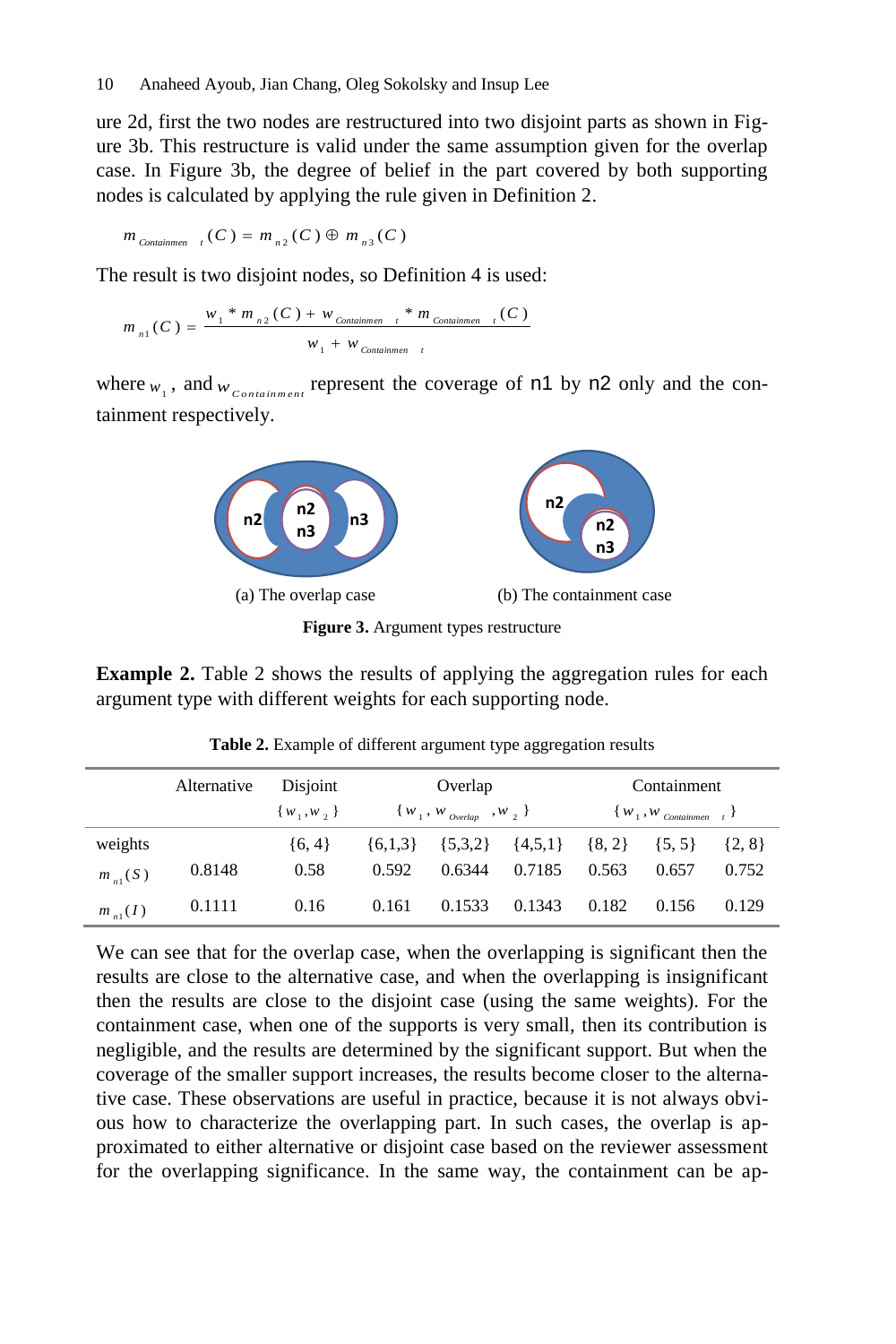ure 2d, first the two nodes are restructured into two disjoint parts as shown in Figure 3b. This restructure is valid under the same assumption given for the overlap case. In Figure 3b, the degree of belief in the part covered by both supporting nodes is calculated by applying the rule given in Definition 2.

$$m_{Containment}(C) = m_{n2}(C) \oplus m_{n3}(C)$$

The result is two disjoint nodes, so Definition 4 is used:

$$m_{n1}(C) = \frac{w_1 * m_{n2}(C) + w_{Containment} * m_{Containment}(C)}{w_1 + w_{Containment}}$$

where $w_1$, and $w_{Containment}$ represent the coverage of n1 by n2 only and the containment respectively.

(a) The overlap case (b) The containment case

**Figure 3.** Argument types restructure

**Example 2.** Table 2 shows the results of applying the aggregation rules for each argument type with different weights for each supporting node.

**Table 2.** Example of different argument type aggregation results

| | Alternative | Disjoint $\{w_1, w_2\}$ | Overlap $\{w_1, w_{Overlap}, w_2\}$ | | | Containment $\{w_1, w_{Containment}\}$ | | |
|---|---|---|---|---|---|---|---|---|
| weights | | {6, 4} | {6,1,3} | {5,3,2} | {4,5,1} | {8, 2} | {5, 5} | {2, 8} |
| $m_{n1}(S)$ | 0.8148 | 0.58 | 0.592 | 0.6344 | 0.7185 | 0.563 | 0.657 | 0.752 |
| $m_{n1}(I)$ | 0.1111 | 0.16 | 0.161 | 0.1533 | 0.1343 | 0.182 | 0.156 | 0.129 |

We can see that for the overlap case, when the overlapping is significant then the results are close to the alternative case, and when the overlapping is insignificant then the results are close to the disjoint case (using the same weights). For the containment case, when one of the supports is very small, then its contribution is negligible, and the results are determined by the significant support. But when the coverage of the smaller support increases, the results become closer to the alternative case. These observations are useful in practice, because it is not always obvious how to characterize the overlapping part. In such cases, the overlap is approximated to either alternative or disjoint case based on the reviewer assessment for the overlapping significance. In the same way, the containment can be ap-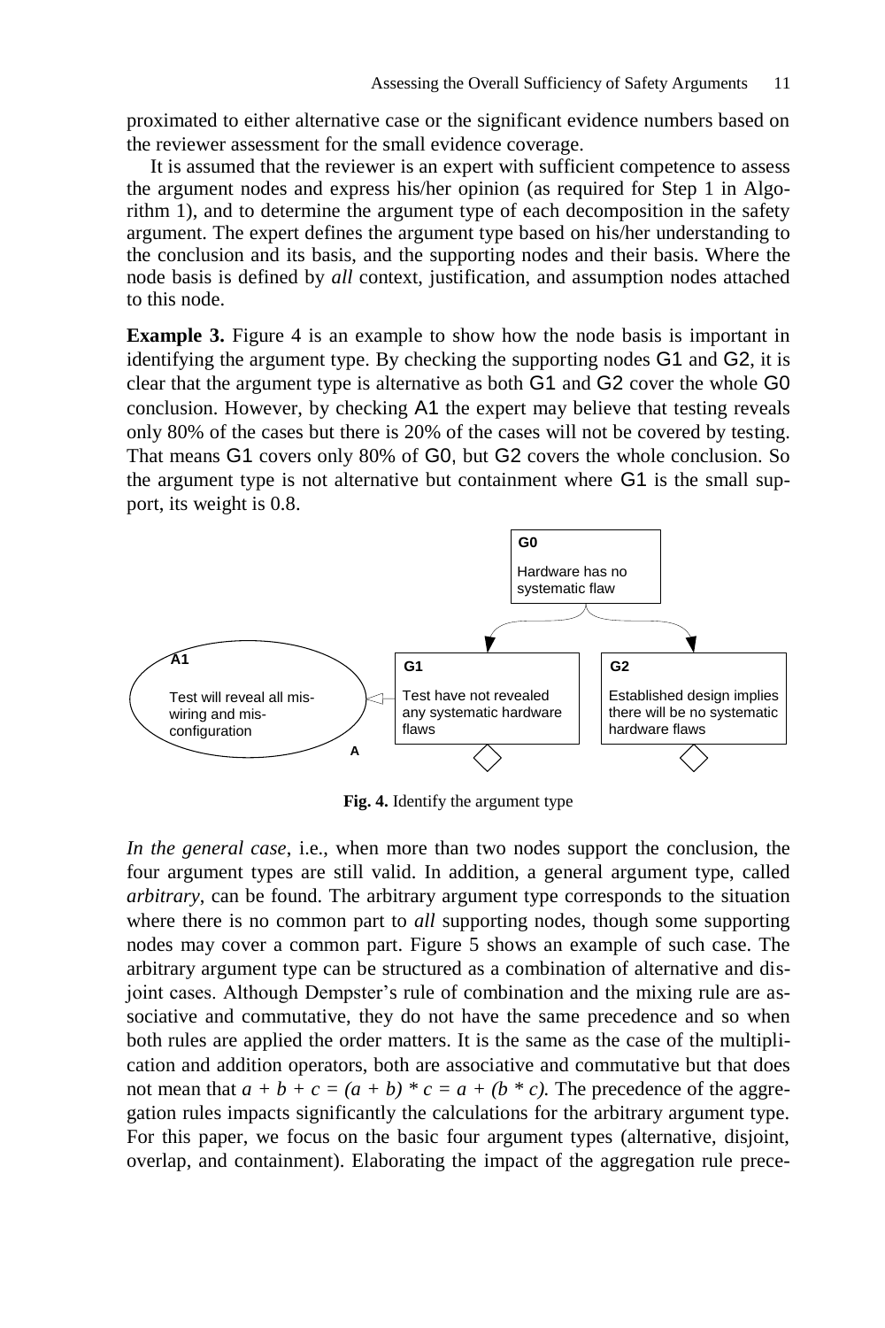proximated to either alternative case or the significant evidence numbers based on the reviewer assessment for the small evidence coverage.

It is assumed that the reviewer is an expert with sufficient competence to assess the argument nodes and express his/her opinion (as required for Step 1 in Algorithm 1), and to determine the argument type of each decomposition in the safety argument. The expert defines the argument type based on his/her understanding to the conclusion and its basis, and the supporting nodes and their basis. Where the node basis is defined by *all* context, justification, and assumption nodes attached to this node.

**Example 3.** Figure 4 is an example to show how the node basis is important in identifying the argument type. By checking the supporting nodes G1 and G2, it is clear that the argument type is alternative as both G1 and G2 cover the whole G0 conclusion. However, by checking A1 the expert may believe that testing reveals only 80% of the cases but there is 20% of the cases will not be covered by testing. That means G1 covers only 80% of G0, but G2 covers the whole conclusion. So the argument type is not alternative but containment where G1 is the small support, its weight is 0.8.

G0: Hardware has no systematic flaw

A1: Test will reveal all mis-wiring and mis-configuration (A)

G1: Test have not revealed any systematic hardware flaws

G2: Established design implies there will be no systematic hardware flaws

**Fig. 4.** Identify the argument type

*In the general case*, i.e., when more than two nodes support the conclusion, the four argument types are still valid. In addition, a general argument type, called *arbitrary*, can be found. The arbitrary argument type corresponds to the situation where there is no common part to *all* supporting nodes, though some supporting nodes may cover a common part. Figure 5 shows an example of such case. The arbitrary argument type can be structured as a combination of alternative and disjoint cases. Although Dempster's rule of combination and the mixing rule are associative and commutative, they do not have the same precedence and so when both rules are applied the order matters. It is the same as the case of the multiplication and addition operators, both are associative and commutative but that does not mean that $a + b + c = (a + b) * c = a + (b * c)$. The precedence of the aggregation rules impacts significantly the calculations for the arbitrary argument type. For this paper, we focus on the basic four argument types (alternative, disjoint, overlap, and containment). Elaborating the impact of the aggregation rule prece-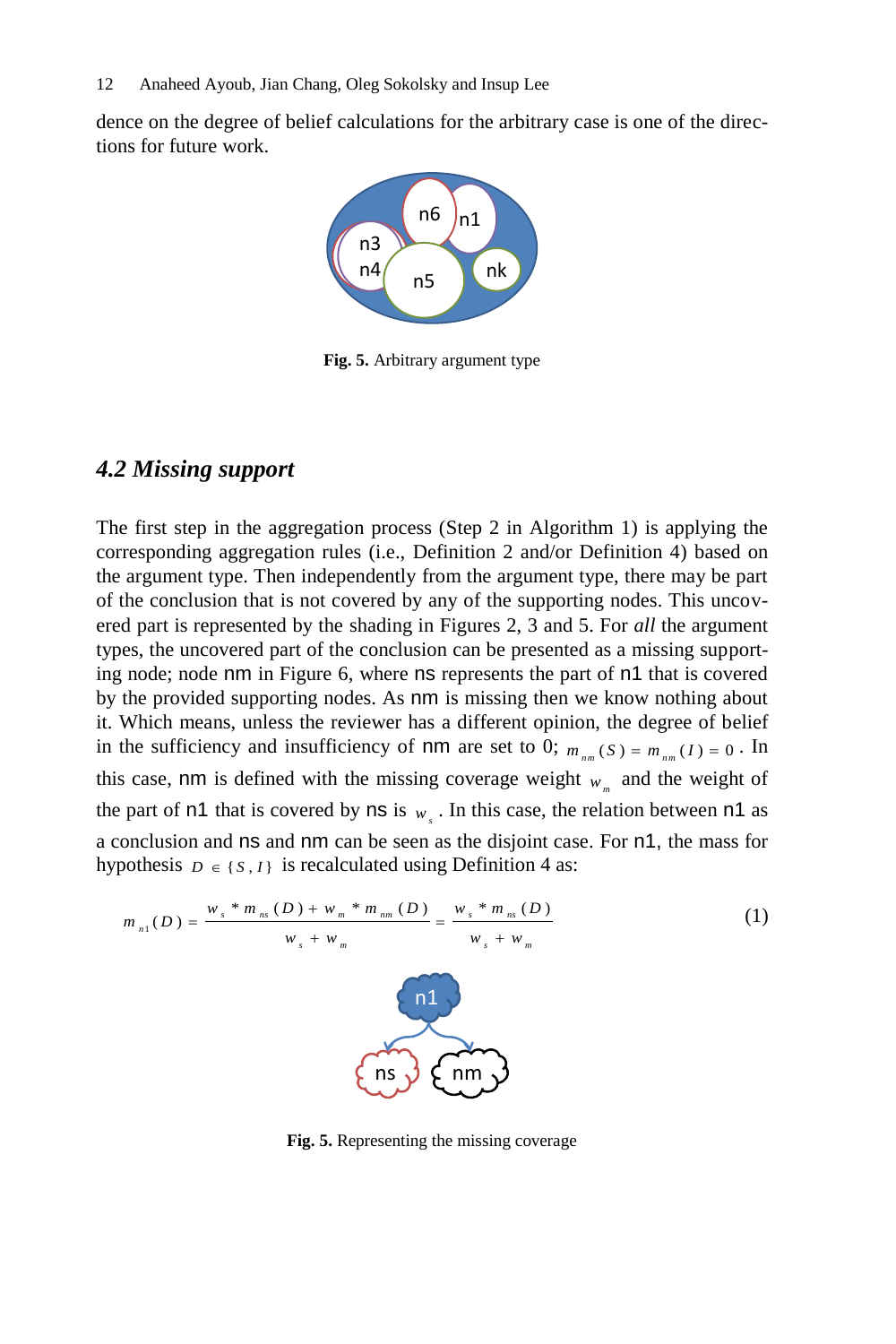dence on the degree of belief calculations for the arbitrary case is one of the directions for future work.

**Fig. 5.** Arbitrary argument type

### *4.2 Missing support*

The first step in the aggregation process (Step 2 in Algorithm 1) is applying the corresponding aggregation rules (i.e., Definition 2 and/or Definition 4) based on the argument type. Then independently from the argument type, there may be part of the conclusion that is not covered by any of the supporting nodes. This uncovered part is represented by the shading in Figures 2, 3 and 5. For *all* the argument types, the uncovered part of the conclusion can be presented as a missing supporting node; node nm in Figure 6, where ns represents the part of n1 that is covered by the provided supporting nodes. As nm is missing then we know nothing about it. Which means, unless the reviewer has a different opinion, the degree of belief in the sufficiency and insufficiency of nm are set to 0; $m_{nm}(S) = m_{nm}(I) = 0$. In this case, nm is defined with the missing coverage weight $w_m$ and the weight of the part of n1 that is covered by ns is $w_s$. In this case, the relation between n1 as a conclusion and ns and nm can be seen as the disjoint case. For n1, the mass for hypothesis $D \in \{S, I\}$ is recalculated using Definition 4 as:

$$m_{n1}(D) = \frac{w_s * m_{ns}(D) + w_m * m_{nm}(D)}{w_s + w_m} = \frac{w_s * m_{ns}(D)}{w_s + w_m} \tag{1}$$

**Fig. 5.** Representing the missing coverage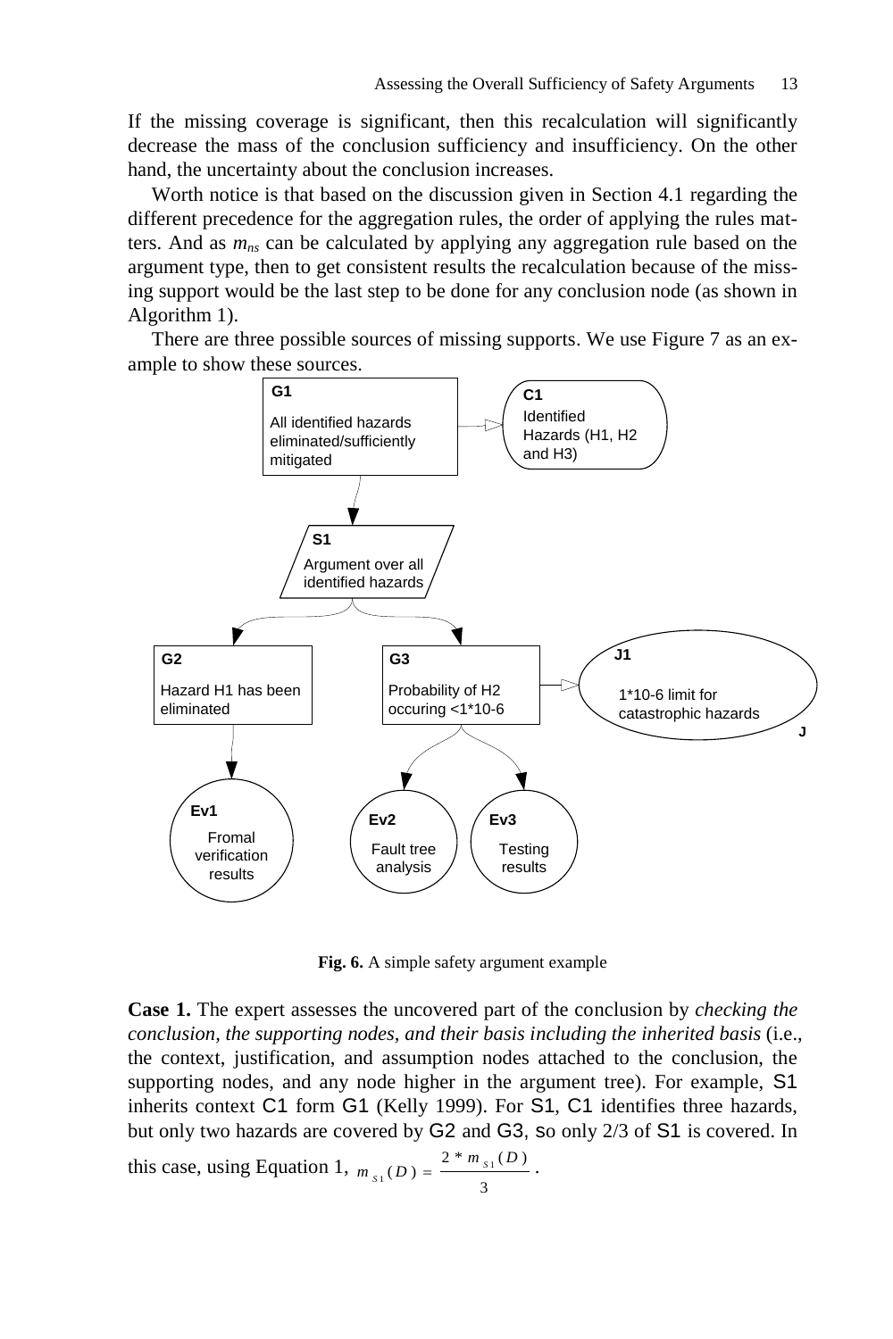If the missing coverage is significant, then this recalculation will significantly decrease the mass of the conclusion sufficiency and insufficiency. On the other hand, the uncertainty about the conclusion increases.

Worth notice is that based on the discussion given in Section 4.1 regarding the different precedence for the aggregation rules, the order of applying the rules matters. And as $m_{ns}$ can be calculated by applying any aggregation rule based on the argument type, then to get consistent results the recalculation because of the missing support would be the last step to be done for any conclusion node (as shown in Algorithm 1).

There are three possible sources of missing supports. We use Figure 7 as an example to show these sources.

G1: All identified hazards eliminated/sufficiently mitigated

C1: Identified Hazards (H1, H2 and H3)

S1: Argument over all identified hazards

G2: Hazard H1 has been eliminated

G3: Probability of H2 occuring <1*10-6

J1: 1*10-6 limit for catastrophic hazards

Ev1: Fromal verification results

Ev2: Fault tree analysis

Ev3: Testing results

**Fig. 6.** A simple safety argument example

**Case 1.** The expert assesses the uncovered part of the conclusion by *checking the conclusion, the supporting nodes, and their basis including the inherited basis* (i.e., the context, justification, and assumption nodes attached to the conclusion, the supporting nodes, and any node higher in the argument tree). For example, S1 inherits context C1 form G1 (Kelly 1999). For S1, C1 identifies three hazards, but only two hazards are covered by G2 and G3, so only 2/3 of S1 is covered. In this case, using Equation 1, $m_{S1}(D) = \frac{2 * m_{S1}(D)}{3}$.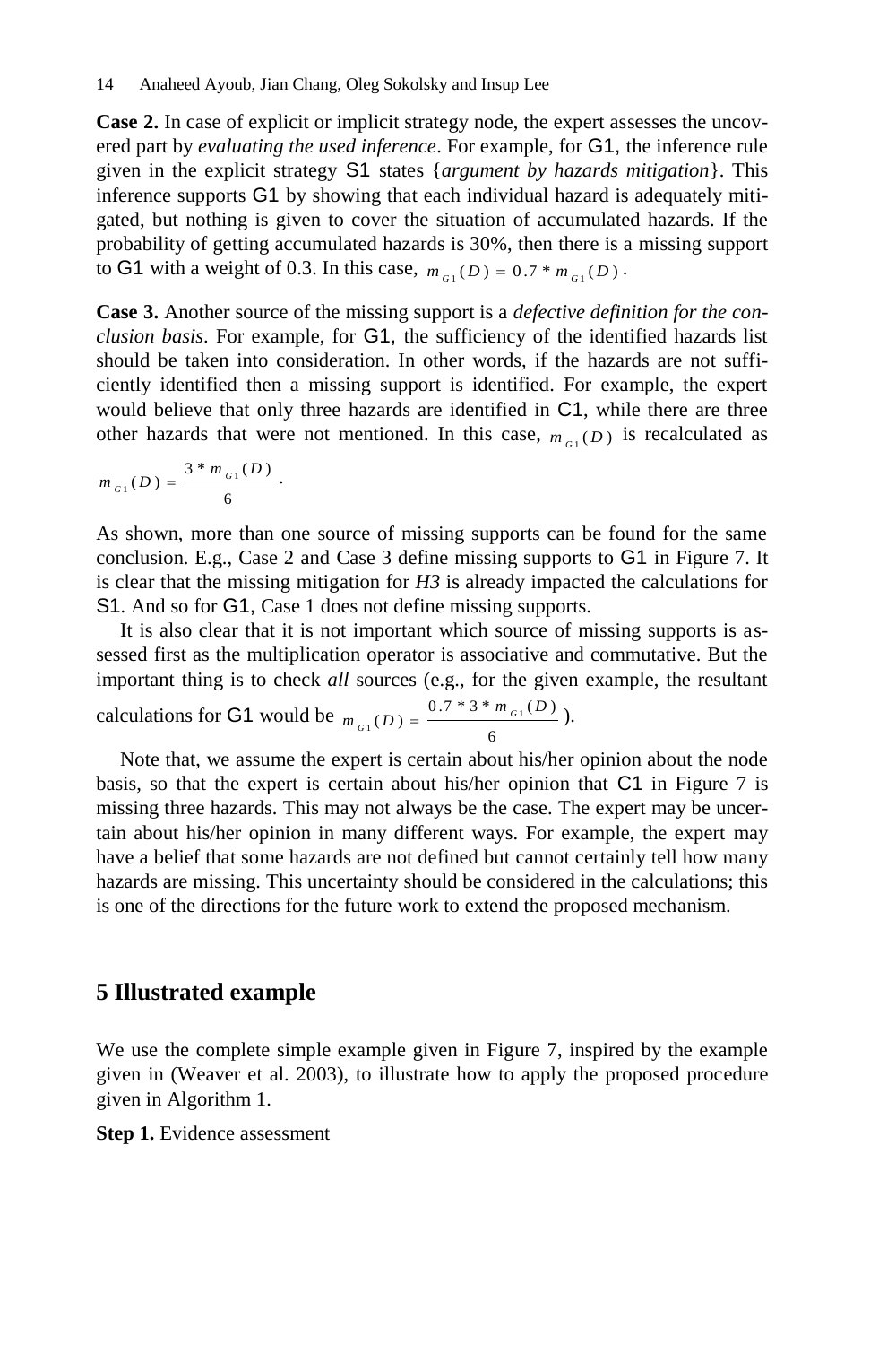**Case 2.** In case of explicit or implicit strategy node, the expert assesses the uncovered part by *evaluating the used inference*. For example, for G1, the inference rule given in the explicit strategy S1 states {*argument by hazards mitigation*}. This inference supports G1 by showing that each individual hazard is adequately mitigated, but nothing is given to cover the situation of accumulated hazards. If the probability of getting accumulated hazards is 30%, then there is a missing support to G1 with a weight of 0.3. In this case, $m_{G1}(D) = 0.7 * m_{G1}(D)$.

**Case 3.** Another source of the missing support is a *defective definition for the conclusion basis*. For example, for G1, the sufficiency of the identified hazards list should be taken into consideration. In other words, if the hazards are not sufficiently identified then a missing support is identified. For example, the expert would believe that only three hazards are identified in C1, while there are three other hazards that were not mentioned. In this case, $m_{G1}(D)$ is recalculated as $m_{G1}(D) = \frac{3 * m_{G1}(D)}{6}$.

As shown, more than one source of missing supports can be found for the same conclusion. E.g., Case 2 and Case 3 define missing supports to G1 in Figure 7. It is clear that the missing mitigation for *H3* is already impacted the calculations for S1. And so for G1, Case 1 does not define missing supports.

It is also clear that it is not important which source of missing supports is assessed first as the multiplication operator is associative and commutative. But the important thing is to check *all* sources (e.g., for the given example, the resultant calculations for G1 would be $m_{G1}(D) = \frac{0.7 * 3 * m_{G1}(D)}{6}$).

Note that, we assume the expert is certain about his/her opinion about the node basis, so that the expert is certain about his/her opinion that C1 in Figure 7 is missing three hazards. This may not always be the case. The expert may be uncertain about his/her opinion in many different ways. For example, the expert may have a belief that some hazards are not defined but cannot certainly tell how many hazards are missing. This uncertainty should be considered in the calculations; this is one of the directions for the future work to extend the proposed mechanism.

## 5 Illustrated example

We use the complete simple example given in Figure 7, inspired by the example given in (Weaver et al. 2003), to illustrate how to apply the proposed procedure given in Algorithm 1.

**Step 1.** Evidence assessment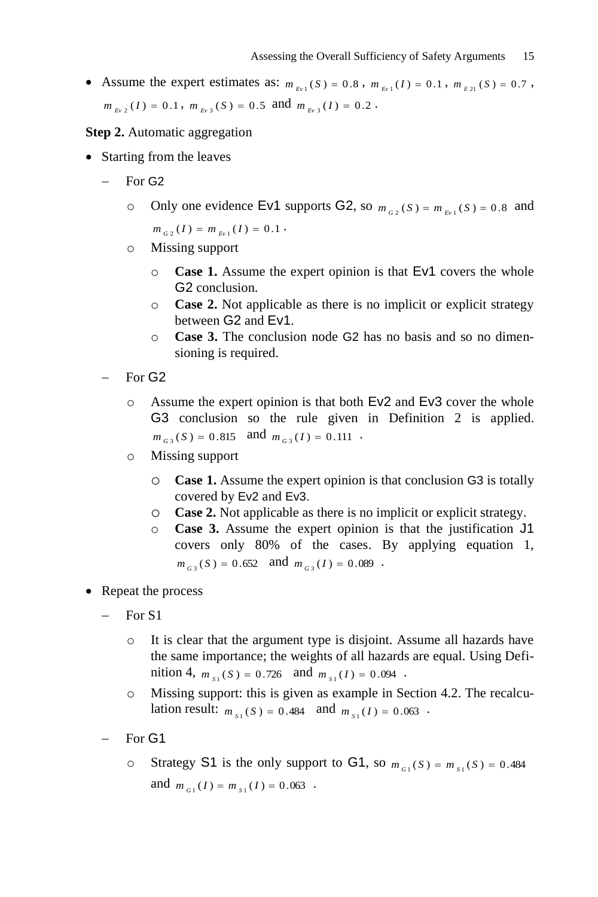- Assume the expert estimates as: $m_{Ev1}(S) = 0.8$, $m_{Ev1}(I) = 0.1$, $m_{E21}(S) = 0.7$, $m_{Ev2}(I) = 0.1$, $m_{Ev3}(S) = 0.5$ and $m_{Ev3}(I) = 0.2$.

**Step 2.** Automatic aggregation

- Starting from the leaves
  - For G2
    - Only one evidence Ev1 supports G2, so $m_{G2}(S) = m_{Ev1}(S) = 0.8$ and $m_{G2}(I) = m_{Ev1}(I) = 0.1$.
    - Missing support
      - **Case 1.** Assume the expert opinion is that Ev1 covers the whole G2 conclusion.
      - **Case 2.** Not applicable as there is no implicit or explicit strategy between G2 and Ev1.
      - **Case 3.** The conclusion node G2 has no basis and so no dimensioning is required.
  - For G2
    - Assume the expert opinion is that both Ev2 and Ev3 cover the whole G3 conclusion so the rule given in Definition 2 is applied. $m_{G3}(S) = 0.815$ and $m_{G3}(I) = 0.111$.
    - Missing support
      - **Case 1.** Assume the expert opinion is that conclusion G3 is totally covered by Ev2 and Ev3.
      - **Case 2.** Not applicable as there is no implicit or explicit strategy.
      - **Case 3.** Assume the expert opinion is that the justification J1 covers only 80% of the cases. By applying equation 1, $m_{G3}(S) = 0.652$ and $m_{G3}(I) = 0.089$.
- Repeat the process
  - For S1
    - It is clear that the argument type is disjoint. Assume all hazards have the same importance; the weights of all hazards are equal. Using Definition 4, $m_{S1}(S) = 0.726$ and $m_{S1}(I) = 0.094$.
    - Missing support: this is given as example in Section 4.2. The recalculation result: $m_{S1}(S) = 0.484$ and $m_{S1}(I) = 0.063$.
  - For G1
    - Strategy S1 is the only support to G1, so $m_{G1}(S) = m_{S1}(S) = 0.484$ and $m_{G1}(I) = m_{S1}(I) = 0.063$.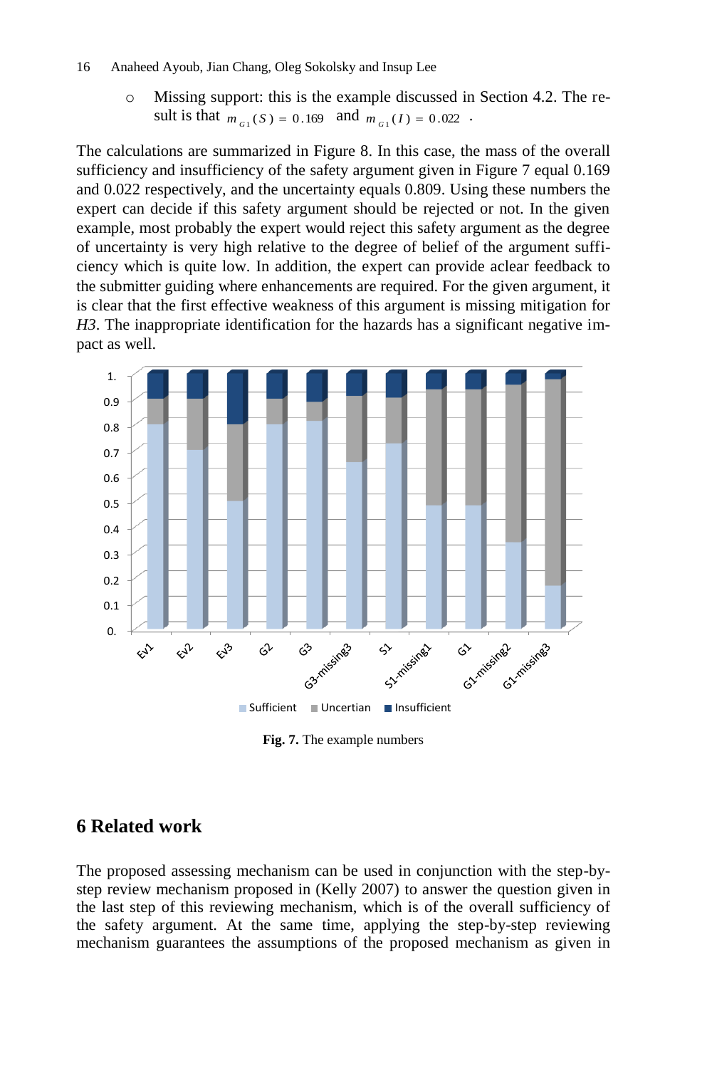- Missing support: this is the example discussed in Section 4.2. The result is that $m_{G1}(S) = 0.169$ and $m_{G1}(I) = 0.022$ .

The calculations are summarized in Figure 8. In this case, the mass of the overall sufficiency and insufficiency of the safety argument given in Figure 7 equal 0.169 and 0.022 respectively, and the uncertainty equals 0.809. Using these numbers the expert can decide if this safety argument should be rejected or not. In the given example, most probably the expert would reject this safety argument as the degree of uncertainty is very high relative to the degree of belief of the argument sufficiency which is quite low. In addition, the expert can provide aclear feedback to the submitter guiding where enhancements are required. For the given argument, it is clear that the first effective weakness of this argument is missing mitigation for *H3*. The inappropriate identification for the hazards has a significant negative impact as well.

**Fig. 7.** The example numbers

## 6 Related work

The proposed assessing mechanism can be used in conjunction with the step-by-step review mechanism proposed in (Kelly 2007) to answer the question given in the last step of this reviewing mechanism, which is of the overall sufficiency of the safety argument. At the same time, applying the step-by-step reviewing mechanism guarantees the assumptions of the proposed mechanism as given in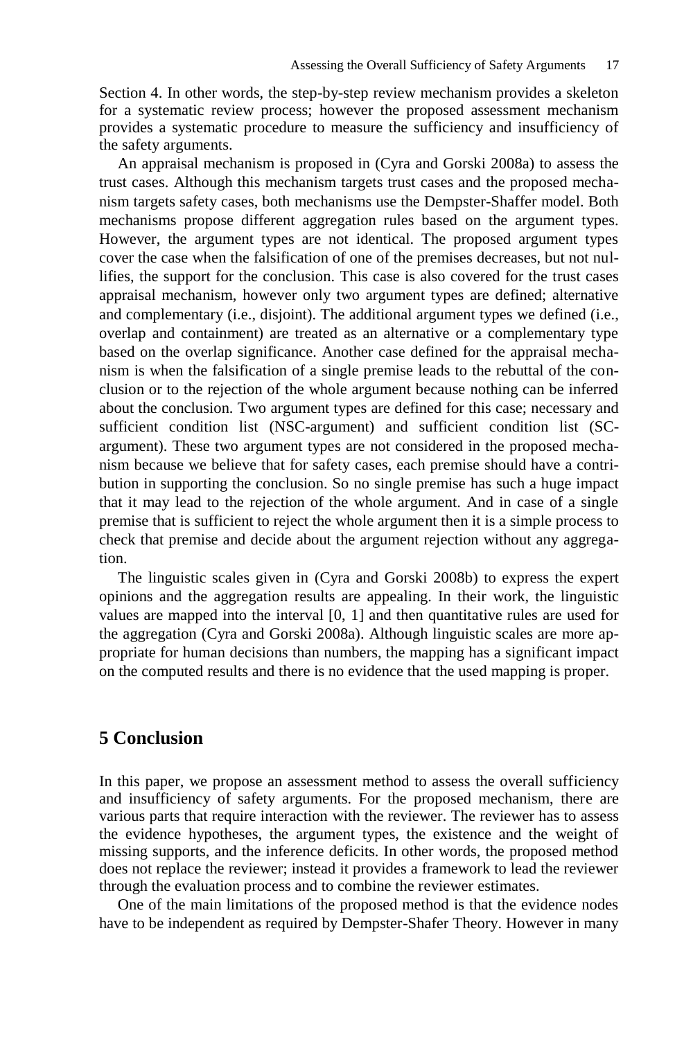Section 4. In other words, the step-by-step review mechanism provides a skeleton for a systematic review process; however the proposed assessment mechanism provides a systematic procedure to measure the sufficiency and insufficiency of the safety arguments.

An appraisal mechanism is proposed in (Cyra and Gorski 2008a) to assess the trust cases. Although this mechanism targets trust cases and the proposed mechanism targets safety cases, both mechanisms use the Dempster-Shaffer model. Both mechanisms propose different aggregation rules based on the argument types. However, the argument types are not identical. The proposed argument types cover the case when the falsification of one of the premises decreases, but not nullifies, the support for the conclusion. This case is also covered for the trust cases appraisal mechanism, however only two argument types are defined; alternative and complementary (i.e., disjoint). The additional argument types we defined (i.e., overlap and containment) are treated as an alternative or a complementary type based on the overlap significance. Another case defined for the appraisal mechanism is when the falsification of a single premise leads to the rebuttal of the conclusion or to the rejection of the whole argument because nothing can be inferred about the conclusion. Two argument types are defined for this case; necessary and sufficient condition list (NSC-argument) and sufficient condition list (SC-argument). These two argument types are not considered in the proposed mechanism because we believe that for safety cases, each premise should have a contribution in supporting the conclusion. So no single premise has such a huge impact that it may lead to the rejection of the whole argument. And in case of a single premise that is sufficient to reject the whole argument then it is a simple process to check that premise and decide about the argument rejection without any aggregation.

The linguistic scales given in (Cyra and Gorski 2008b) to express the expert opinions and the aggregation results are appealing. In their work, the linguistic values are mapped into the interval [0, 1] and then quantitative rules are used for the aggregation (Cyra and Gorski 2008a). Although linguistic scales are more appropriate for human decisions than numbers, the mapping has a significant impact on the computed results and there is no evidence that the used mapping is proper.

## 5 Conclusion

In this paper, we propose an assessment method to assess the overall sufficiency and insufficiency of safety arguments. For the proposed mechanism, there are various parts that require interaction with the reviewer. The reviewer has to assess the evidence hypotheses, the argument types, the existence and the weight of missing supports, and the inference deficits. In other words, the proposed method does not replace the reviewer; instead it provides a framework to lead the reviewer through the evaluation process and to combine the reviewer estimates.

One of the main limitations of the proposed method is that the evidence nodes have to be independent as required by Dempster-Shafer Theory. However in many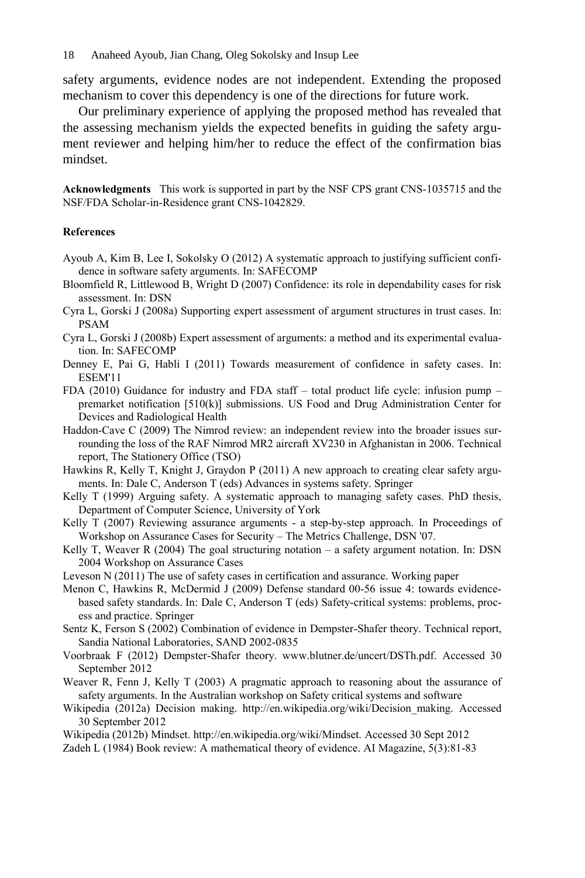safety arguments, evidence nodes are not independent. Extending the proposed mechanism to cover this dependency is one of the directions for future work.

Our preliminary experience of applying the proposed method has revealed that the assessing mechanism yields the expected benefits in guiding the safety argument reviewer and helping him/her to reduce the effect of the confirmation bias mindset.

**Acknowledgments** This work is supported in part by the NSF CPS grant CNS-1035715 and the NSF/FDA Scholar-in-Residence grant CNS-1042829.

**References**

Ayoub A, Kim B, Lee I, Sokolsky O (2012) A systematic approach to justifying sufficient confidence in software safety arguments. In: SAFECOMP

Bloomfield R, Littlewood B, Wright D (2007) Confidence: its role in dependability cases for risk assessment. In: DSN

Cyra L, Gorski J (2008a) Supporting expert assessment of argument structures in trust cases. In: PSAM

Cyra L, Gorski J (2008b) Expert assessment of arguments: a method and its experimental evaluation. In: SAFECOMP

Denney E, Pai G, Habli I (2011) Towards measurement of confidence in safety cases. In: ESEM'11

FDA (2010) Guidance for industry and FDA staff – total product life cycle: infusion pump – premarket notification [510(k)] submissions. US Food and Drug Administration Center for Devices and Radiological Health

Haddon-Cave C (2009) The Nimrod review: an independent review into the broader issues surrounding the loss of the RAF Nimrod MR2 aircraft XV230 in Afghanistan in 2006. Technical report, The Stationery Office (TSO)

Hawkins R, Kelly T, Knight J, Graydon P (2011) A new approach to creating clear safety arguments. In: Dale C, Anderson T (eds) Advances in systems safety. Springer

Kelly T (1999) Arguing safety. A systematic approach to managing safety cases. PhD thesis, Department of Computer Science, University of York

Kelly T (2007) Reviewing assurance arguments - a step-by-step approach. In Proceedings of Workshop on Assurance Cases for Security – The Metrics Challenge, DSN '07.

Kelly T, Weaver R (2004) The goal structuring notation – a safety argument notation. In: DSN 2004 Workshop on Assurance Cases

Leveson N (2011) The use of safety cases in certification and assurance. Working paper

Menon C, Hawkins R, McDermid J (2009) Defense standard 00-56 issue 4: towards evidence-based safety standards. In: Dale C, Anderson T (eds) Safety-critical systems: problems, process and practice. Springer

Sentz K, Ferson S (2002) Combination of evidence in Dempster-Shafer theory. Technical report, Sandia National Laboratories, SAND 2002-0835

Voorbraak F (2012) Dempster-Shafer theory. www.blutner.de/uncert/DSTh.pdf. Accessed 30 September 2012

Weaver R, Fenn J, Kelly T (2003) A pragmatic approach to reasoning about the assurance of safety arguments. In the Australian workshop on Safety critical systems and software

Wikipedia (2012a) Decision making. http://en.wikipedia.org/wiki/Decision_making. Accessed 30 September 2012

Wikipedia (2012b) Mindset. http://en.wikipedia.org/wiki/Mindset. Accessed 30 Sept 2012

Zadeh L (1984) Book review: A mathematical theory of evidence. AI Magazine, 5(3):81-83